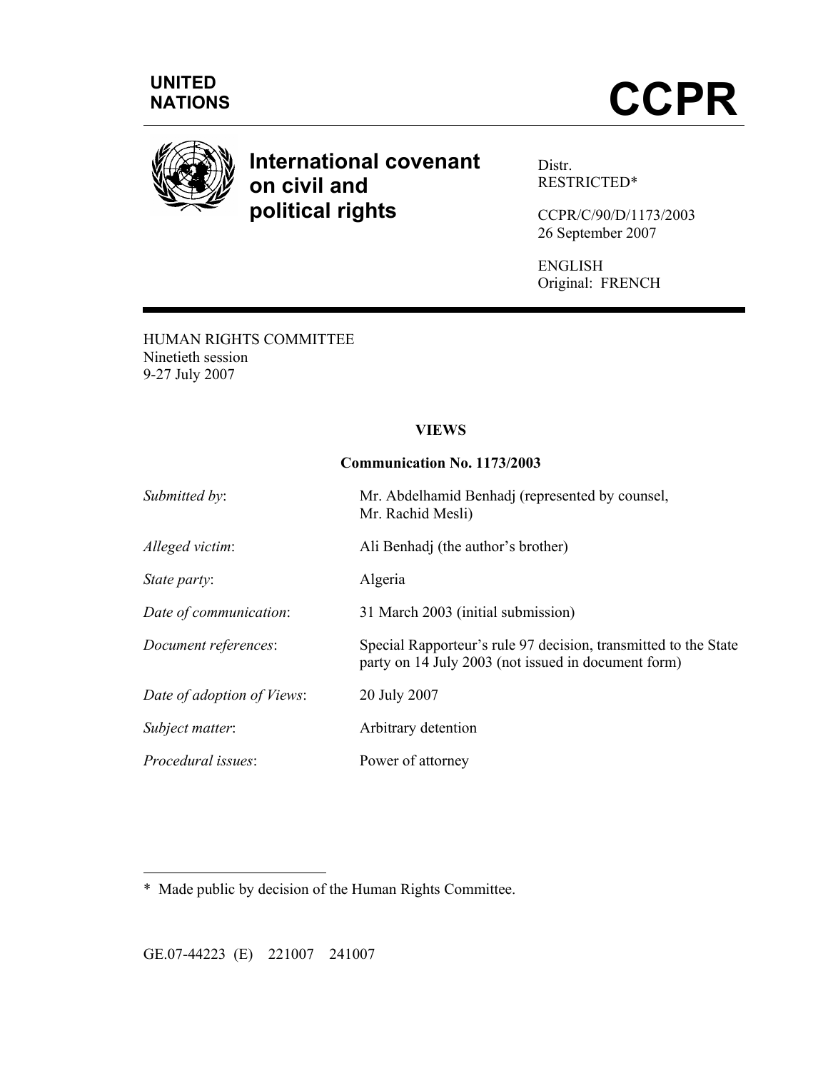UNITED NATIONS

# CCPR

## International covenant on civil and political rights

Distr.
RESTRICTED*

CCPR/C/90/D/1173/2003
26 September 2007

ENGLISH
Original: FRENCH

HUMAN RIGHTS COMMITTEE
Ninetieth session
9-27 July 2007

### VIEWS

### Communication No. 1173/2003

| | |
|---|---|
| *Submitted by*: | Mr. Abdelhamid Benhadj (represented by counsel, Mr. Rachid Mesli) |
| *Alleged victim*: | Ali Benhadj (the author's brother) |
| *State party*: | Algeria |
| *Date of communication*: | 31 March 2003 (initial submission) |
| *Document references*: | Special Rapporteur's rule 97 decision, transmitted to the State party on 14 July 2003 (not issued in document form) |
| *Date of adoption of Views*: | 20 July 2007 |
| *Subject matter*: | Arbitrary detention |
| *Procedural issues*: | Power of attorney |

---

\* Made public by decision of the Human Rights Committee.

GE.07-44223 (E) 221007 241007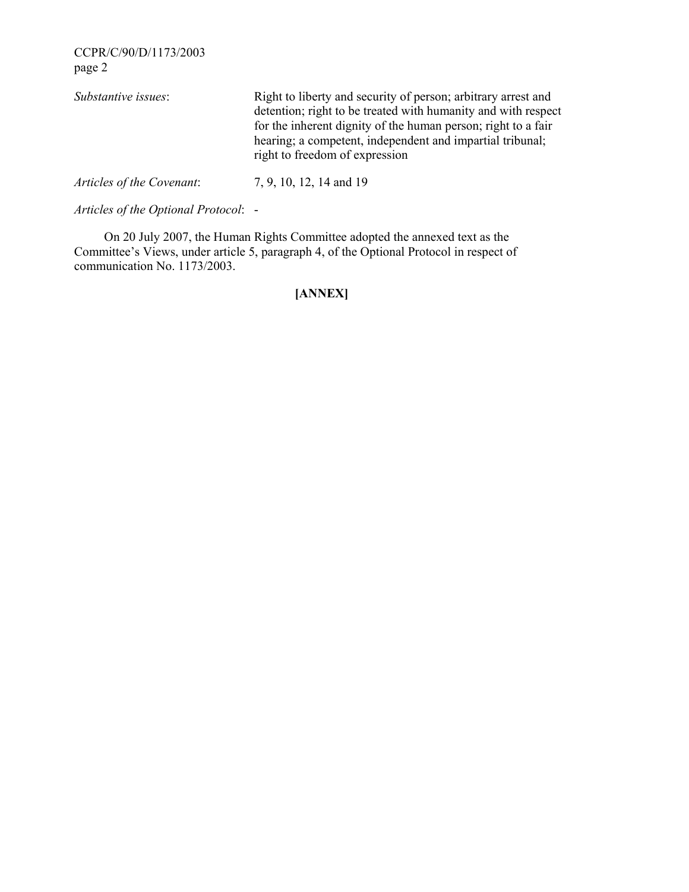| | |
|---|---|
| *Substantive issues*: | Right to liberty and security of person; arbitrary arrest and detention; right to be treated with humanity and with respect for the inherent dignity of the human person; right to a fair hearing; a competent, independent and impartial tribunal; right to freedom of expression |
| *Articles of the Covenant*: | 7, 9, 10, 12, 14 and 19 |
| *Articles of the Optional Protocol*: | - |

On 20 July 2007, the Human Rights Committee adopted the annexed text as the Committee's Views, under article 5, paragraph 4, of the Optional Protocol in respect of communication No. 1173/2003.

**[ANNEX]**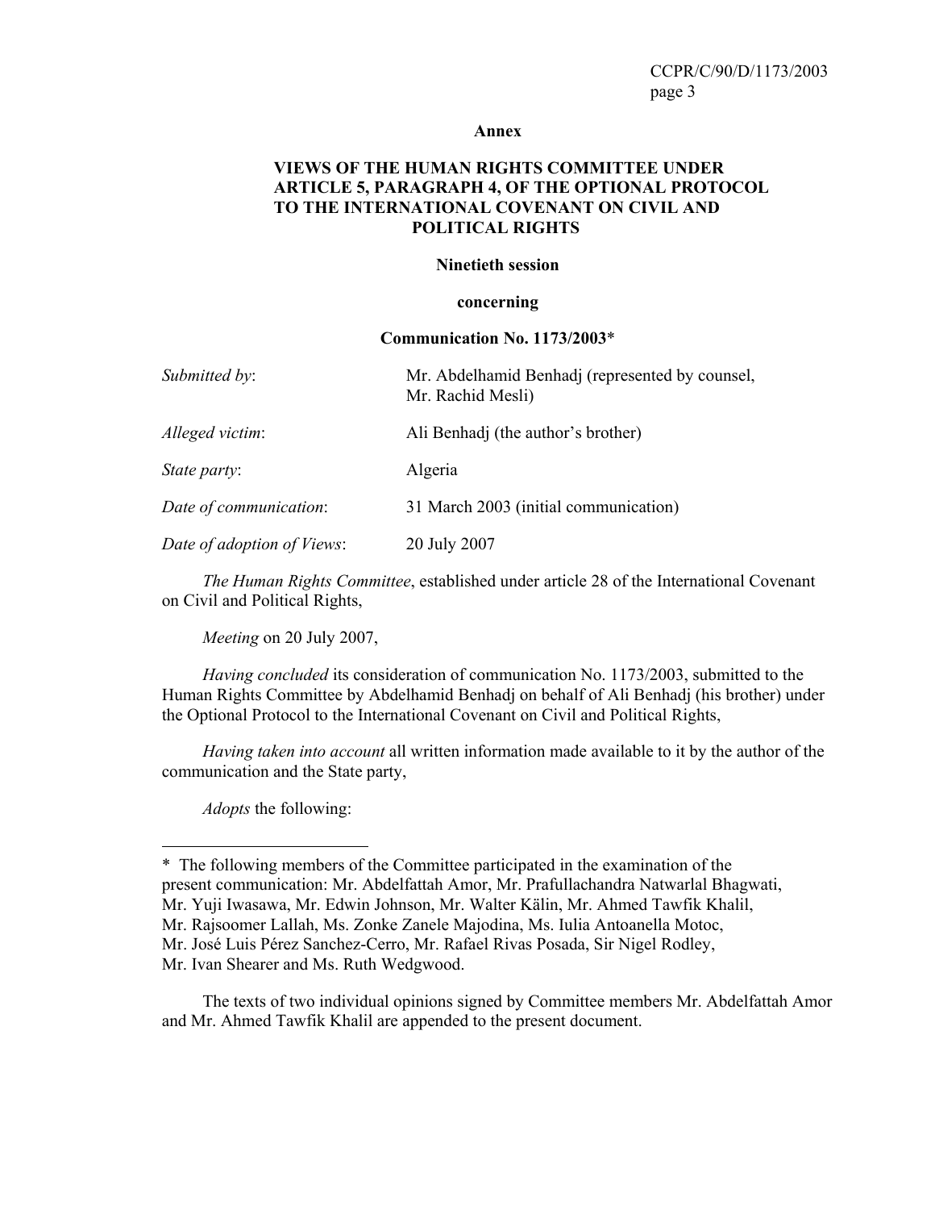**Annex**

**VIEWS OF THE HUMAN RIGHTS COMMITTEE UNDER ARTICLE 5, PARAGRAPH 4, OF THE OPTIONAL PROTOCOL TO THE INTERNATIONAL COVENANT ON CIVIL AND POLITICAL RIGHTS**

**Ninetieth session**

**concerning**

**Communication No. 1173/2003***

| | |
|---|---|
| *Submitted by*: | Mr. Abdelhamid Benhadj (represented by counsel, Mr. Rachid Mesli) |
| *Alleged victim*: | Ali Benhadj (the author's brother) |
| *State party*: | Algeria |
| *Date of communication*: | 31 March 2003 (initial communication) |
| *Date of adoption of Views*: | 20 July 2007 |

*The Human Rights Committee*, established under article 28 of the International Covenant on Civil and Political Rights,

*Meeting* on 20 July 2007,

*Having concluded* its consideration of communication No. 1173/2003, submitted to the Human Rights Committee by Abdelhamid Benhadj on behalf of Ali Benhadj (his brother) under the Optional Protocol to the International Covenant on Civil and Political Rights,

*Having taken into account* all written information made available to it by the author of the communication and the State party,

*Adopts* the following:

---

\* The following members of the Committee participated in the examination of the present communication: Mr. Abdelfattah Amor, Mr. Prafullachandra Natwarlal Bhagwati, Mr. Yuji Iwasawa, Mr. Edwin Johnson, Mr. Walter Kälin, Mr. Ahmed Tawfik Khalil, Mr. Rajsoomer Lallah, Ms. Zonke Zanele Majodina, Ms. Iulia Antoanella Motoc, Mr. José Luis Pérez Sanchez-Cerro, Mr. Rafael Rivas Posada, Sir Nigel Rodley, Mr. Ivan Shearer and Ms. Ruth Wedgwood.

The texts of two individual opinions signed by Committee members Mr. Abdelfattah Amor and Mr. Ahmed Tawfik Khalil are appended to the present document.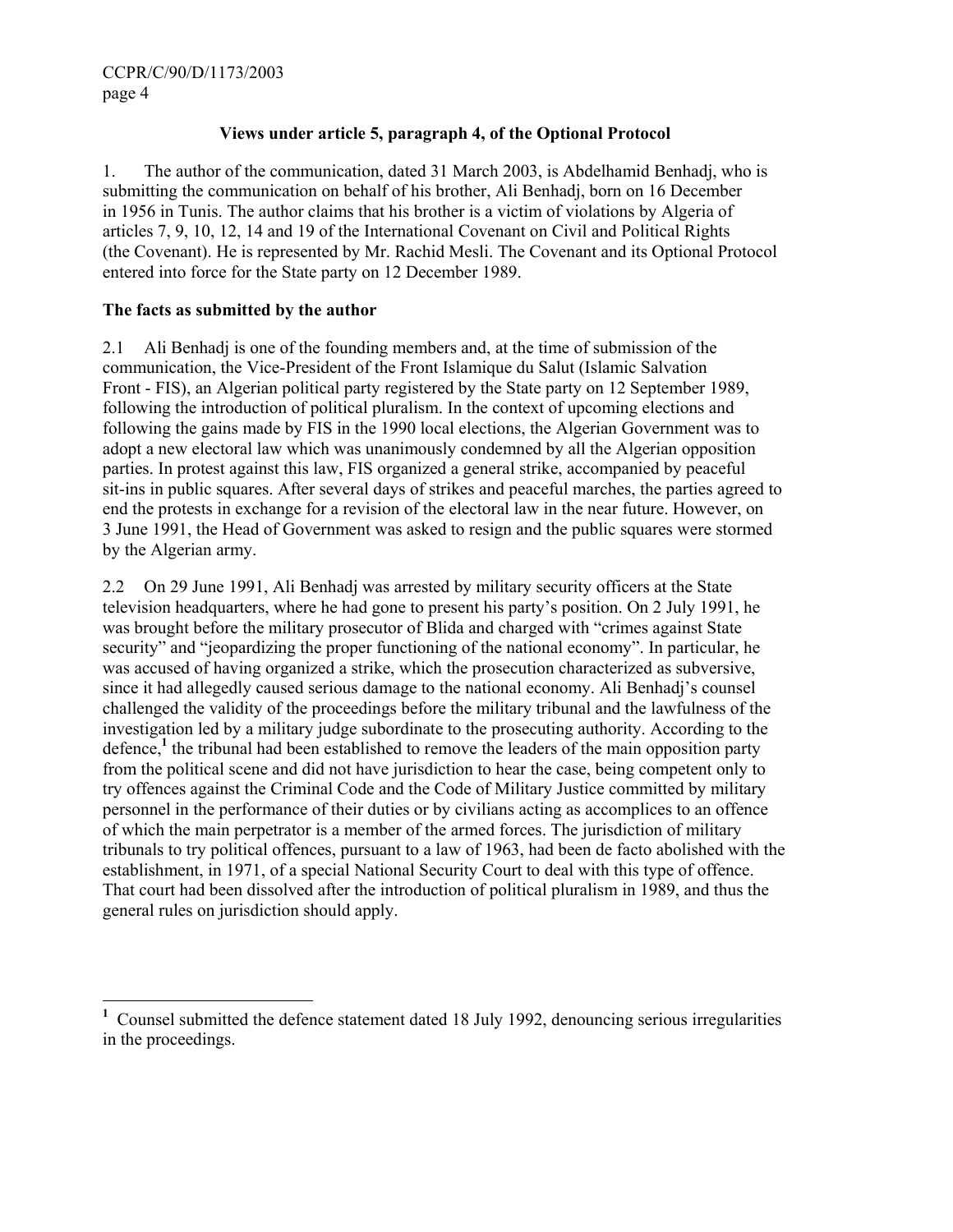### Views under article 5, paragraph 4, of the Optional Protocol

1. The author of the communication, dated 31 March 2003, is Abdelhamid Benhadj, who is submitting the communication on behalf of his brother, Ali Benhadj, born on 16 December in 1956 in Tunis. The author claims that his brother is a victim of violations by Algeria of articles 7, 9, 10, 12, 14 and 19 of the International Covenant on Civil and Political Rights (the Covenant). He is represented by Mr. Rachid Mesli. The Covenant and its Optional Protocol entered into force for the State party on 12 December 1989.

### The facts as submitted by the author

2.1 Ali Benhadj is one of the founding members and, at the time of submission of the communication, the Vice-President of the Front Islamique du Salut (Islamic Salvation Front - FIS), an Algerian political party registered by the State party on 12 September 1989, following the introduction of political pluralism. In the context of upcoming elections and following the gains made by FIS in the 1990 local elections, the Algerian Government was to adopt a new electoral law which was unanimously condemned by all the Algerian opposition parties. In protest against this law, FIS organized a general strike, accompanied by peaceful sit-ins in public squares. After several days of strikes and peaceful marches, the parties agreed to end the protests in exchange for a revision of the electoral law in the near future. However, on 3 June 1991, the Head of Government was asked to resign and the public squares were stormed by the Algerian army.

2.2 On 29 June 1991, Ali Benhadj was arrested by military security officers at the State television headquarters, where he had gone to present his party's position. On 2 July 1991, he was brought before the military prosecutor of Blida and charged with "crimes against State security" and "jeopardizing the proper functioning of the national economy". In particular, he was accused of having organized a strike, which the prosecution characterized as subversive, since it had allegedly caused serious damage to the national economy. Ali Benhadj's counsel challenged the validity of the proceedings before the military tribunal and the lawfulness of the investigation led by a military judge subordinate to the prosecuting authority. According to the defence,[1] the tribunal had been established to remove the leaders of the main opposition party from the political scene and did not have jurisdiction to hear the case, being competent only to try offences against the Criminal Code and the Code of Military Justice committed by military personnel in the performance of their duties or by civilians acting as accomplices to an offence of which the main perpetrator is a member of the armed forces. The jurisdiction of military tribunals to try political offences, pursuant to a law of 1963, had been de facto abolished with the establishment, in 1971, of a special National Security Court to deal with this type of offence. That court had been dissolved after the introduction of political pluralism in 1989, and thus the general rules on jurisdiction should apply.

[1] Counsel submitted the defence statement dated 18 July 1992, denouncing serious irregularities in the proceedings.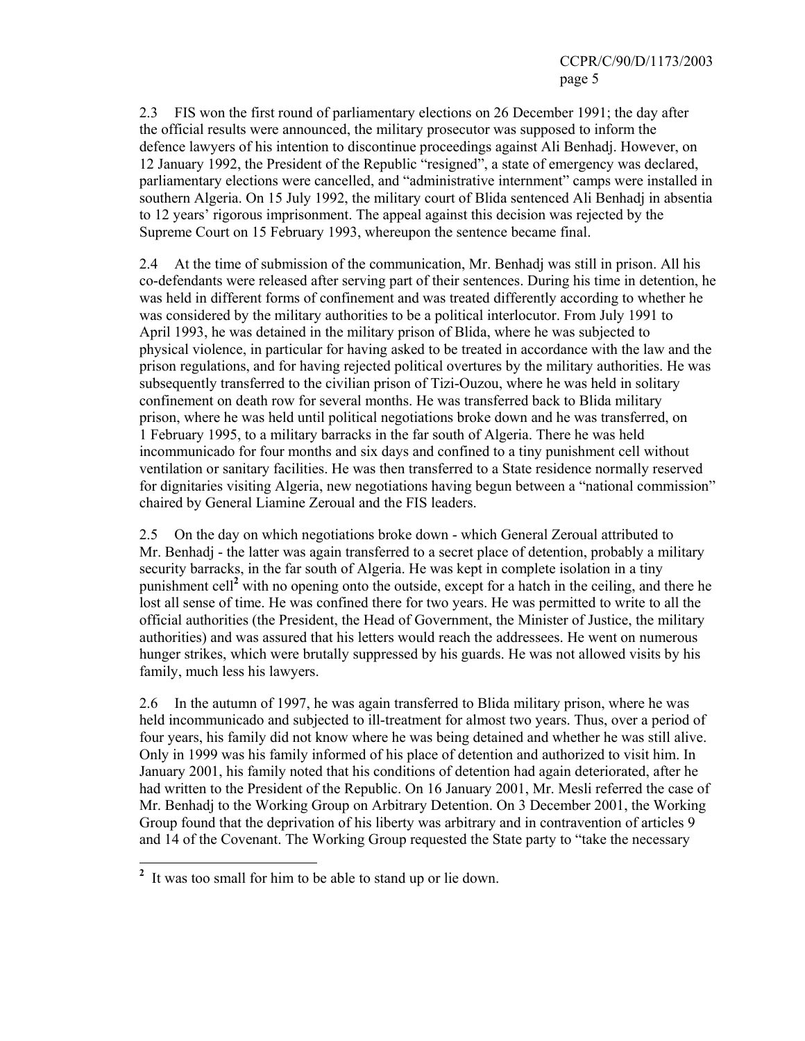2.3 FIS won the first round of parliamentary elections on 26 December 1991; the day after the official results were announced, the military prosecutor was supposed to inform the defence lawyers of his intention to discontinue proceedings against Ali Benhadj. However, on 12 January 1992, the President of the Republic "resigned", a state of emergency was declared, parliamentary elections were cancelled, and "administrative internment" camps were installed in southern Algeria. On 15 July 1992, the military court of Blida sentenced Ali Benhadj in absentia to 12 years' rigorous imprisonment. The appeal against this decision was rejected by the Supreme Court on 15 February 1993, whereupon the sentence became final.

2.4 At the time of submission of the communication, Mr. Benhadj was still in prison. All his co-defendants were released after serving part of their sentences. During his time in detention, he was held in different forms of confinement and was treated differently according to whether he was considered by the military authorities to be a political interlocutor. From July 1991 to April 1993, he was detained in the military prison of Blida, where he was subjected to physical violence, in particular for having asked to be treated in accordance with the law and the prison regulations, and for having rejected political overtures by the military authorities. He was subsequently transferred to the civilian prison of Tizi-Ouzou, where he was held in solitary confinement on death row for several months. He was transferred back to Blida military prison, where he was held until political negotiations broke down and he was transferred, on 1 February 1995, to a military barracks in the far south of Algeria. There he was held incommunicado for four months and six days and confined to a tiny punishment cell without ventilation or sanitary facilities. He was then transferred to a State residence normally reserved for dignitaries visiting Algeria, new negotiations having begun between a "national commission" chaired by General Liamine Zeroual and the FIS leaders.

2.5 On the day on which negotiations broke down - which General Zeroual attributed to Mr. Benhadj - the latter was again transferred to a secret place of detention, probably a military security barracks, in the far south of Algeria. He was kept in complete isolation in a tiny punishment cell[2] with no opening onto the outside, except for a hatch in the ceiling, and there he lost all sense of time. He was confined there for two years. He was permitted to write to all the official authorities (the President, the Head of Government, the Minister of Justice, the military authorities) and was assured that his letters would reach the addressees. He went on numerous hunger strikes, which were brutally suppressed by his guards. He was not allowed visits by his family, much less his lawyers.

2.6 In the autumn of 1997, he was again transferred to Blida military prison, where he was held incommunicado and subjected to ill-treatment for almost two years. Thus, over a period of four years, his family did not know where he was being detained and whether he was still alive. Only in 1999 was his family informed of his place of detention and authorized to visit him. In January 2001, his family noted that his conditions of detention had again deteriorated, after he had written to the President of the Republic. On 16 January 2001, Mr. Mesli referred the case of Mr. Benhadj to the Working Group on Arbitrary Detention. On 3 December 2001, the Working Group found that the deprivation of his liberty was arbitrary and in contravention of articles 9 and 14 of the Covenant. The Working Group requested the State party to "take the necessary

---

[2] It was too small for him to be able to stand up or lie down.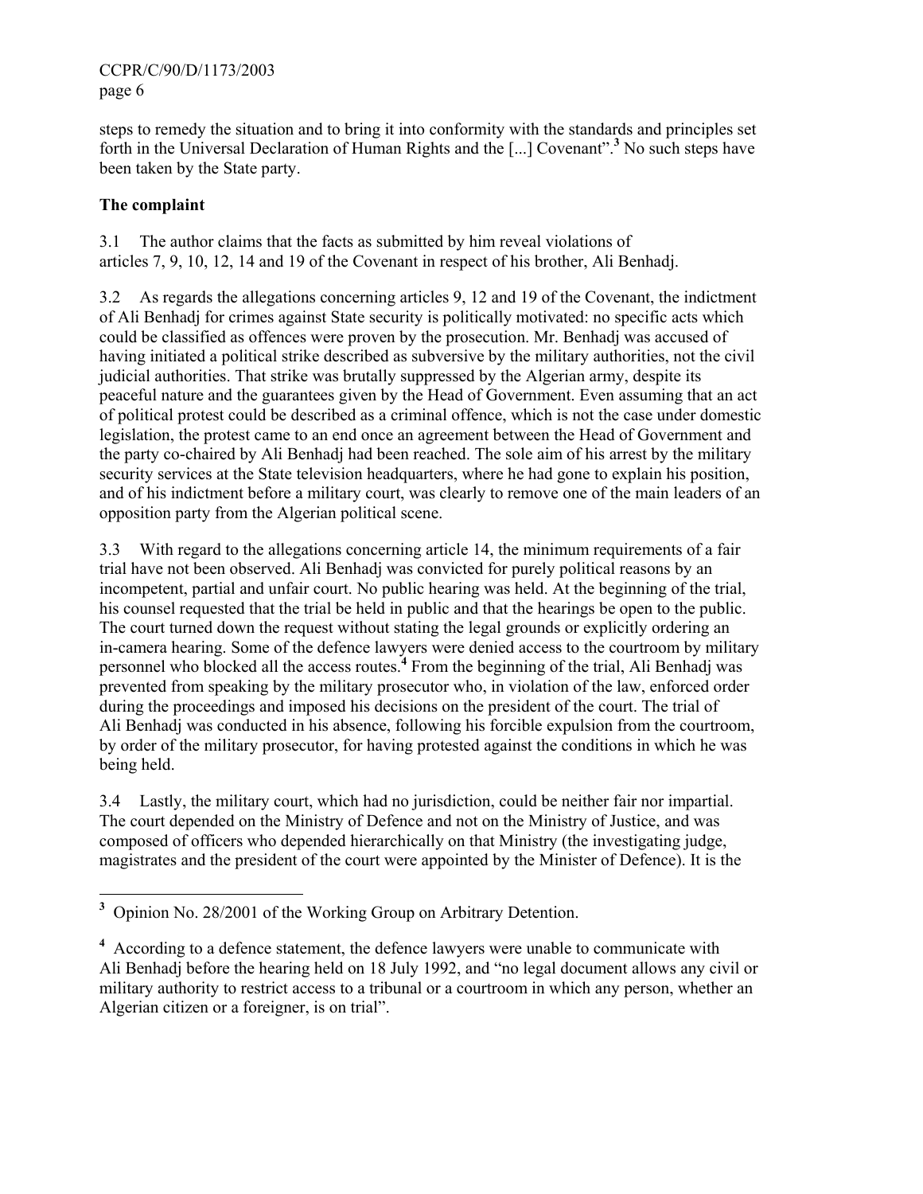steps to remedy the situation and to bring it into conformity with the standards and principles set forth in the Universal Declaration of Human Rights and the [...] Covenant".[3] No such steps have been taken by the State party.

## The complaint

3.1 The author claims that the facts as submitted by him reveal violations of articles 7, 9, 10, 12, 14 and 19 of the Covenant in respect of his brother, Ali Benhadj.

3.2 As regards the allegations concerning articles 9, 12 and 19 of the Covenant, the indictment of Ali Benhadj for crimes against State security is politically motivated: no specific acts which could be classified as offences were proven by the prosecution. Mr. Benhadj was accused of having initiated a political strike described as subversive by the military authorities, not the civil judicial authorities. That strike was brutally suppressed by the Algerian army, despite its peaceful nature and the guarantees given by the Head of Government. Even assuming that an act of political protest could be described as a criminal offence, which is not the case under domestic legislation, the protest came to an end once an agreement between the Head of Government and the party co-chaired by Ali Benhadj had been reached. The sole aim of his arrest by the military security services at the State television headquarters, where he had gone to explain his position, and of his indictment before a military court, was clearly to remove one of the main leaders of an opposition party from the Algerian political scene.

3.3 With regard to the allegations concerning article 14, the minimum requirements of a fair trial have not been observed. Ali Benhadj was convicted for purely political reasons by an incompetent, partial and unfair court. No public hearing was held. At the beginning of the trial, his counsel requested that the trial be held in public and that the hearings be open to the public. The court turned down the request without stating the legal grounds or explicitly ordering an in-camera hearing. Some of the defence lawyers were denied access to the courtroom by military personnel who blocked all the access routes.[4] From the beginning of the trial, Ali Benhadj was prevented from speaking by the military prosecutor who, in violation of the law, enforced order during the proceedings and imposed his decisions on the president of the court. The trial of Ali Benhadj was conducted in his absence, following his forcible expulsion from the courtroom, by order of the military prosecutor, for having protested against the conditions in which he was being held.

3.4 Lastly, the military court, which had no jurisdiction, could be neither fair nor impartial. The court depended on the Ministry of Defence and not on the Ministry of Justice, and was composed of officers who depended hierarchically on that Ministry (the investigating judge, magistrates and the president of the court were appointed by the Minister of Defence). It is the

---

[3] Opinion No. 28/2001 of the Working Group on Arbitrary Detention.

[4] According to a defence statement, the defence lawyers were unable to communicate with Ali Benhadj before the hearing held on 18 July 1992, and "no legal document allows any civil or military authority to restrict access to a tribunal or a courtroom in which any person, whether an Algerian citizen or a foreigner, is on trial".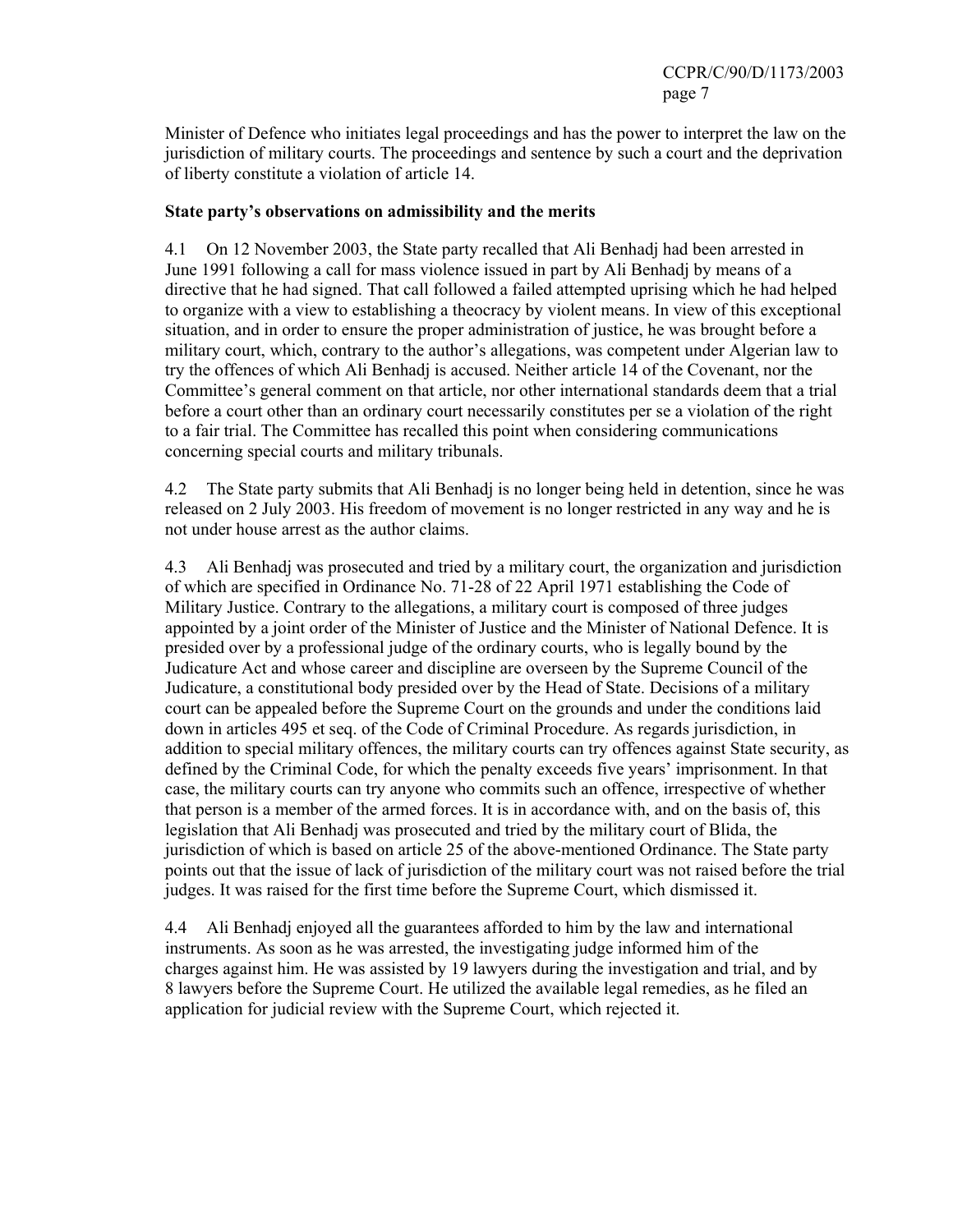Minister of Defence who initiates legal proceedings and has the power to interpret the law on the jurisdiction of military courts. The proceedings and sentence by such a court and the deprivation of liberty constitute a violation of article 14.

**State party's observations on admissibility and the merits**

4.1 On 12 November 2003, the State party recalled that Ali Benhadj had been arrested in June 1991 following a call for mass violence issued in part by Ali Benhadj by means of a directive that he had signed. That call followed a failed attempted uprising which he had helped to organize with a view to establishing a theocracy by violent means. In view of this exceptional situation, and in order to ensure the proper administration of justice, he was brought before a military court, which, contrary to the author's allegations, was competent under Algerian law to try the offences of which Ali Benhadj is accused. Neither article 14 of the Covenant, nor the Committee's general comment on that article, nor other international standards deem that a trial before a court other than an ordinary court necessarily constitutes per se a violation of the right to a fair trial. The Committee has recalled this point when considering communications concerning special courts and military tribunals.

4.2 The State party submits that Ali Benhadj is no longer being held in detention, since he was released on 2 July 2003. His freedom of movement is no longer restricted in any way and he is not under house arrest as the author claims.

4.3 Ali Benhadj was prosecuted and tried by a military court, the organization and jurisdiction of which are specified in Ordinance No. 71-28 of 22 April 1971 establishing the Code of Military Justice. Contrary to the allegations, a military court is composed of three judges appointed by a joint order of the Minister of Justice and the Minister of National Defence. It is presided over by a professional judge of the ordinary courts, who is legally bound by the Judicature Act and whose career and discipline are overseen by the Supreme Council of the Judicature, a constitutional body presided over by the Head of State. Decisions of a military court can be appealed before the Supreme Court on the grounds and under the conditions laid down in articles 495 et seq. of the Code of Criminal Procedure. As regards jurisdiction, in addition to special military offences, the military courts can try offences against State security, as defined by the Criminal Code, for which the penalty exceeds five years' imprisonment. In that case, the military courts can try anyone who commits such an offence, irrespective of whether that person is a member of the armed forces. It is in accordance with, and on the basis of, this legislation that Ali Benhadj was prosecuted and tried by the military court of Blida, the jurisdiction of which is based on article 25 of the above-mentioned Ordinance. The State party points out that the issue of lack of jurisdiction of the military court was not raised before the trial judges. It was raised for the first time before the Supreme Court, which dismissed it.

4.4 Ali Benhadj enjoyed all the guarantees afforded to him by the law and international instruments. As soon as he was arrested, the investigating judge informed him of the charges against him. He was assisted by 19 lawyers during the investigation and trial, and by 8 lawyers before the Supreme Court. He utilized the available legal remedies, as he filed an application for judicial review with the Supreme Court, which rejected it.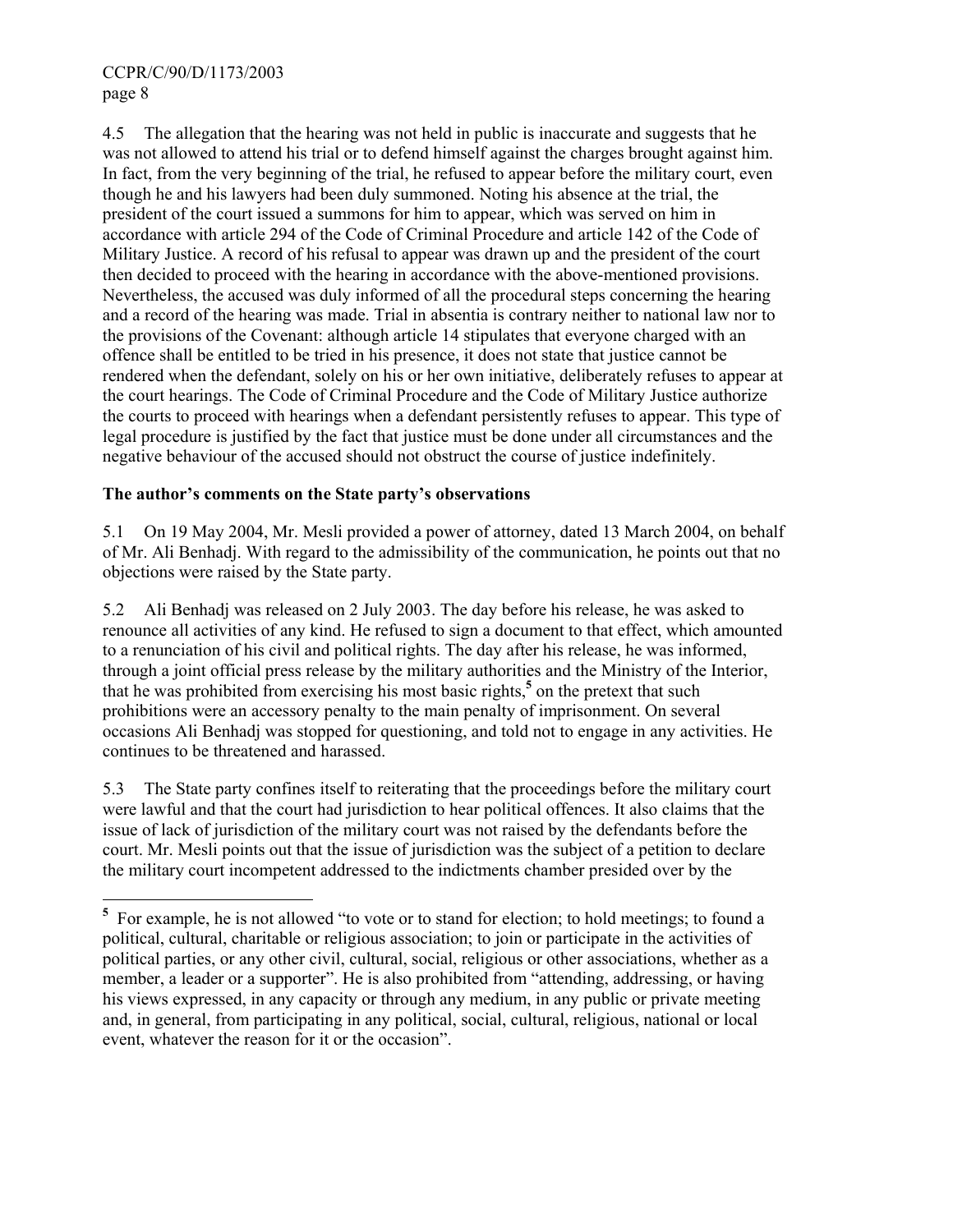4.5 The allegation that the hearing was not held in public is inaccurate and suggests that he was not allowed to attend his trial or to defend himself against the charges brought against him. In fact, from the very beginning of the trial, he refused to appear before the military court, even though he and his lawyers had been duly summoned. Noting his absence at the trial, the president of the court issued a summons for him to appear, which was served on him in accordance with article 294 of the Code of Criminal Procedure and article 142 of the Code of Military Justice. A record of his refusal to appear was drawn up and the president of the court then decided to proceed with the hearing in accordance with the above-mentioned provisions. Nevertheless, the accused was duly informed of all the procedural steps concerning the hearing and a record of the hearing was made. Trial in absentia is contrary neither to national law nor to the provisions of the Covenant: although article 14 stipulates that everyone charged with an offence shall be entitled to be tried in his presence, it does not state that justice cannot be rendered when the defendant, solely on his or her own initiative, deliberately refuses to appear at the court hearings. The Code of Criminal Procedure and the Code of Military Justice authorize the courts to proceed with hearings when a defendant persistently refuses to appear. This type of legal procedure is justified by the fact that justice must be done under all circumstances and the negative behaviour of the accused should not obstruct the course of justice indefinitely.

**The author's comments on the State party's observations**

5.1 On 19 May 2004, Mr. Mesli provided a power of attorney, dated 13 March 2004, on behalf of Mr. Ali Benhadj. With regard to the admissibility of the communication, he points out that no objections were raised by the State party.

5.2 Ali Benhadj was released on 2 July 2003. The day before his release, he was asked to renounce all activities of any kind. He refused to sign a document to that effect, which amounted to a renunciation of his civil and political rights. The day after his release, he was informed, through a joint official press release by the military authorities and the Ministry of the Interior, that he was prohibited from exercising his most basic rights,[5] on the pretext that such prohibitions were an accessory penalty to the main penalty of imprisonment. On several occasions Ali Benhadj was stopped for questioning, and told not to engage in any activities. He continues to be threatened and harassed.

5.3 The State party confines itself to reiterating that the proceedings before the military court were lawful and that the court had jurisdiction to hear political offences. It also claims that the issue of lack of jurisdiction of the military court was not raised by the defendants before the court. Mr. Mesli points out that the issue of jurisdiction was the subject of a petition to declare the military court incompetent addressed to the indictments chamber presided over by the

---

[5] For example, he is not allowed "to vote or to stand for election; to hold meetings; to found a political, cultural, charitable or religious association; to join or participate in the activities of political parties, or any other civil, cultural, social, religious or other associations, whether as a member, a leader or a supporter". He is also prohibited from "attending, addressing, or having his views expressed, in any capacity or through any medium, in any public or private meeting and, in general, from participating in any political, social, cultural, religious, national or local event, whatever the reason for it or the occasion".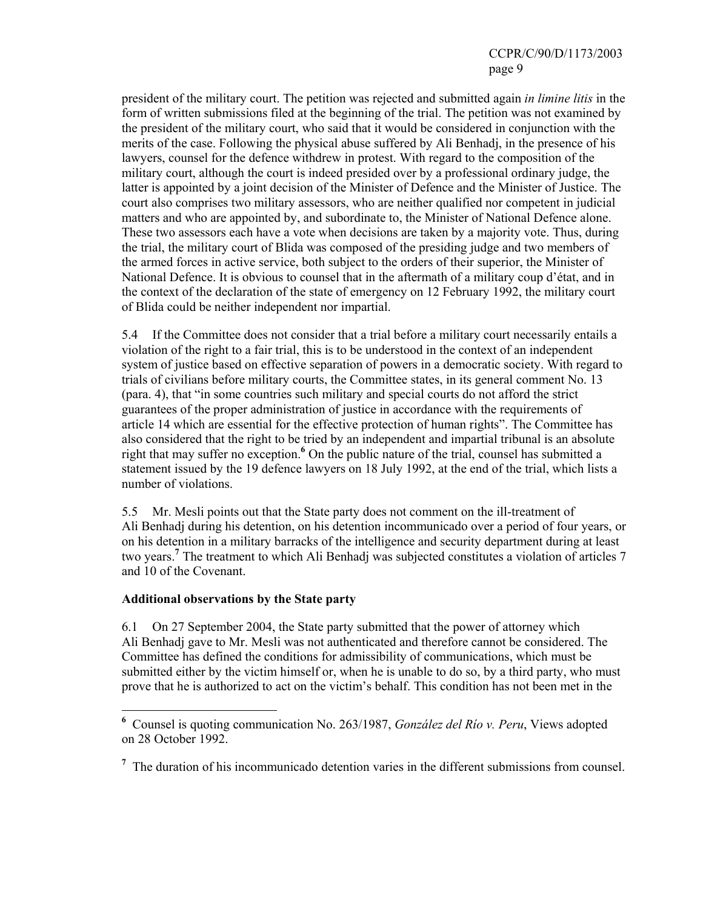president of the military court. The petition was rejected and submitted again *in limine litis* in the form of written submissions filed at the beginning of the trial. The petition was not examined by the president of the military court, who said that it would be considered in conjunction with the merits of the case. Following the physical abuse suffered by Ali Benhadj, in the presence of his lawyers, counsel for the defence withdrew in protest. With regard to the composition of the military court, although the court is indeed presided over by a professional ordinary judge, the latter is appointed by a joint decision of the Minister of Defence and the Minister of Justice. The court also comprises two military assessors, who are neither qualified nor competent in judicial matters and who are appointed by, and subordinate to, the Minister of National Defence alone. These two assessors each have a vote when decisions are taken by a majority vote. Thus, during the trial, the military court of Blida was composed of the presiding judge and two members of the armed forces in active service, both subject to the orders of their superior, the Minister of National Defence. It is obvious to counsel that in the aftermath of a military coup d'état, and in the context of the declaration of the state of emergency on 12 February 1992, the military court of Blida could be neither independent nor impartial.

5.4 If the Committee does not consider that a trial before a military court necessarily entails a violation of the right to a fair trial, this is to be understood in the context of an independent system of justice based on effective separation of powers in a democratic society. With regard to trials of civilians before military courts, the Committee states, in its general comment No. 13 (para. 4), that "in some countries such military and special courts do not afford the strict guarantees of the proper administration of justice in accordance with the requirements of article 14 which are essential for the effective protection of human rights". The Committee has also considered that the right to be tried by an independent and impartial tribunal is an absolute right that may suffer no exception.[6] On the public nature of the trial, counsel has submitted a statement issued by the 19 defence lawyers on 18 July 1992, at the end of the trial, which lists a number of violations.

5.5 Mr. Mesli points out that the State party does not comment on the ill-treatment of Ali Benhadj during his detention, on his detention incommunicado over a period of four years, or on his detention in a military barracks of the intelligence and security department during at least two years.[7] The treatment to which Ali Benhadj was subjected constitutes a violation of articles 7 and 10 of the Covenant.

**Additional observations by the State party**

6.1 On 27 September 2004, the State party submitted that the power of attorney which Ali Benhadj gave to Mr. Mesli was not authenticated and therefore cannot be considered. The Committee has defined the conditions for admissibility of communications, which must be submitted either by the victim himself or, when he is unable to do so, by a third party, who must prove that he is authorized to act on the victim's behalf. This condition has not been met in the

---

[6] Counsel is quoting communication No. 263/1987, *González del Río v. Peru*, Views adopted on 28 October 1992.

[7] The duration of his incommunicado detention varies in the different submissions from counsel.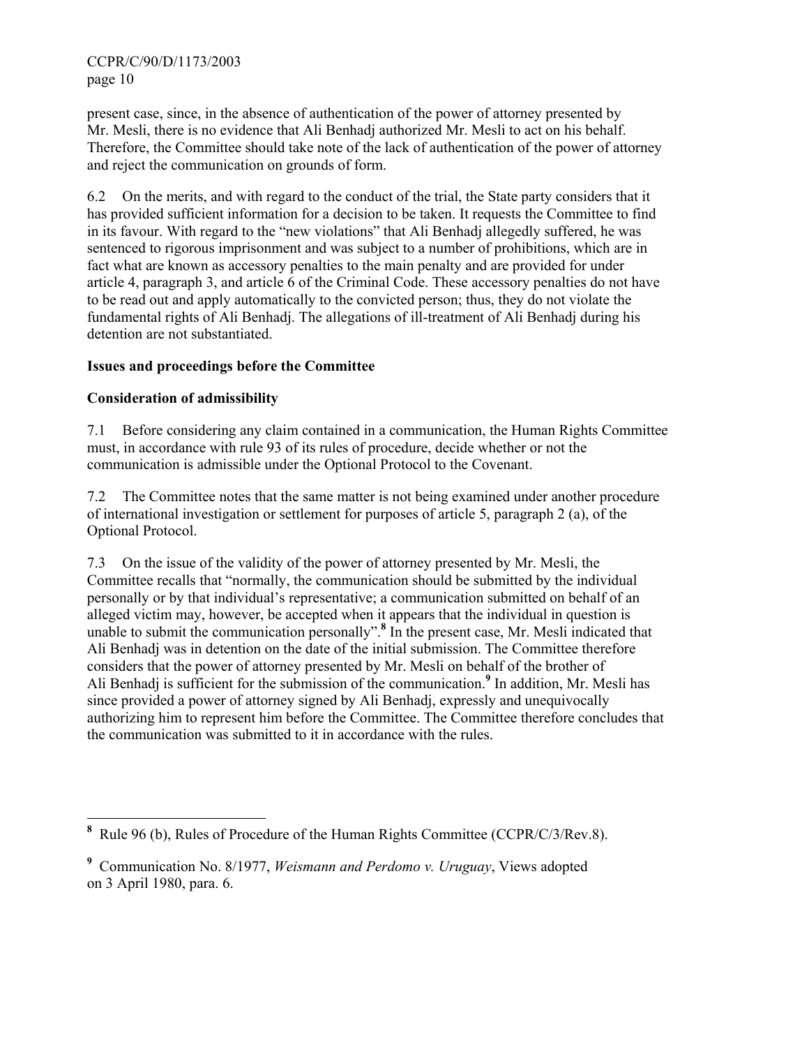present case, since, in the absence of authentication of the power of attorney presented by Mr. Mesli, there is no evidence that Ali Benhadj authorized Mr. Mesli to act on his behalf. Therefore, the Committee should take note of the lack of authentication of the power of attorney and reject the communication on grounds of form.

6.2 On the merits, and with regard to the conduct of the trial, the State party considers that it has provided sufficient information for a decision to be taken. It requests the Committee to find in its favour. With regard to the "new violations" that Ali Benhadj allegedly suffered, he was sentenced to rigorous imprisonment and was subject to a number of prohibitions, which are in fact what are known as accessory penalties to the main penalty and are provided for under article 4, paragraph 3, and article 6 of the Criminal Code. These accessory penalties do not have to be read out and apply automatically to the convicted person; thus, they do not violate the fundamental rights of Ali Benhadj. The allegations of ill-treatment of Ali Benhadj during his detention are not substantiated.

**Issues and proceedings before the Committee**

**Consideration of admissibility**

7.1 Before considering any claim contained in a communication, the Human Rights Committee must, in accordance with rule 93 of its rules of procedure, decide whether or not the communication is admissible under the Optional Protocol to the Covenant.

7.2 The Committee notes that the same matter is not being examined under another procedure of international investigation or settlement for purposes of article 5, paragraph 2 (a), of the Optional Protocol.

7.3 On the issue of the validity of the power of attorney presented by Mr. Mesli, the Committee recalls that "normally, the communication should be submitted by the individual personally or by that individual's representative; a communication submitted on behalf of an alleged victim may, however, be accepted when it appears that the individual in question is unable to submit the communication personally".[8] In the present case, Mr. Mesli indicated that Ali Benhadj was in detention on the date of the initial submission. The Committee therefore considers that the power of attorney presented by Mr. Mesli on behalf of the brother of Ali Benhadj is sufficient for the submission of the communication.[9] In addition, Mr. Mesli has since provided a power of attorney signed by Ali Benhadj, expressly and unequivocally authorizing him to represent him before the Committee. The Committee therefore concludes that the communication was submitted to it in accordance with the rules.

---

[8] Rule 96 (b), Rules of Procedure of the Human Rights Committee (CCPR/C/3/Rev.8).

[9] Communication No. 8/1977, *Weismann and Perdomo v. Uruguay*, Views adopted on 3 April 1980, para. 6.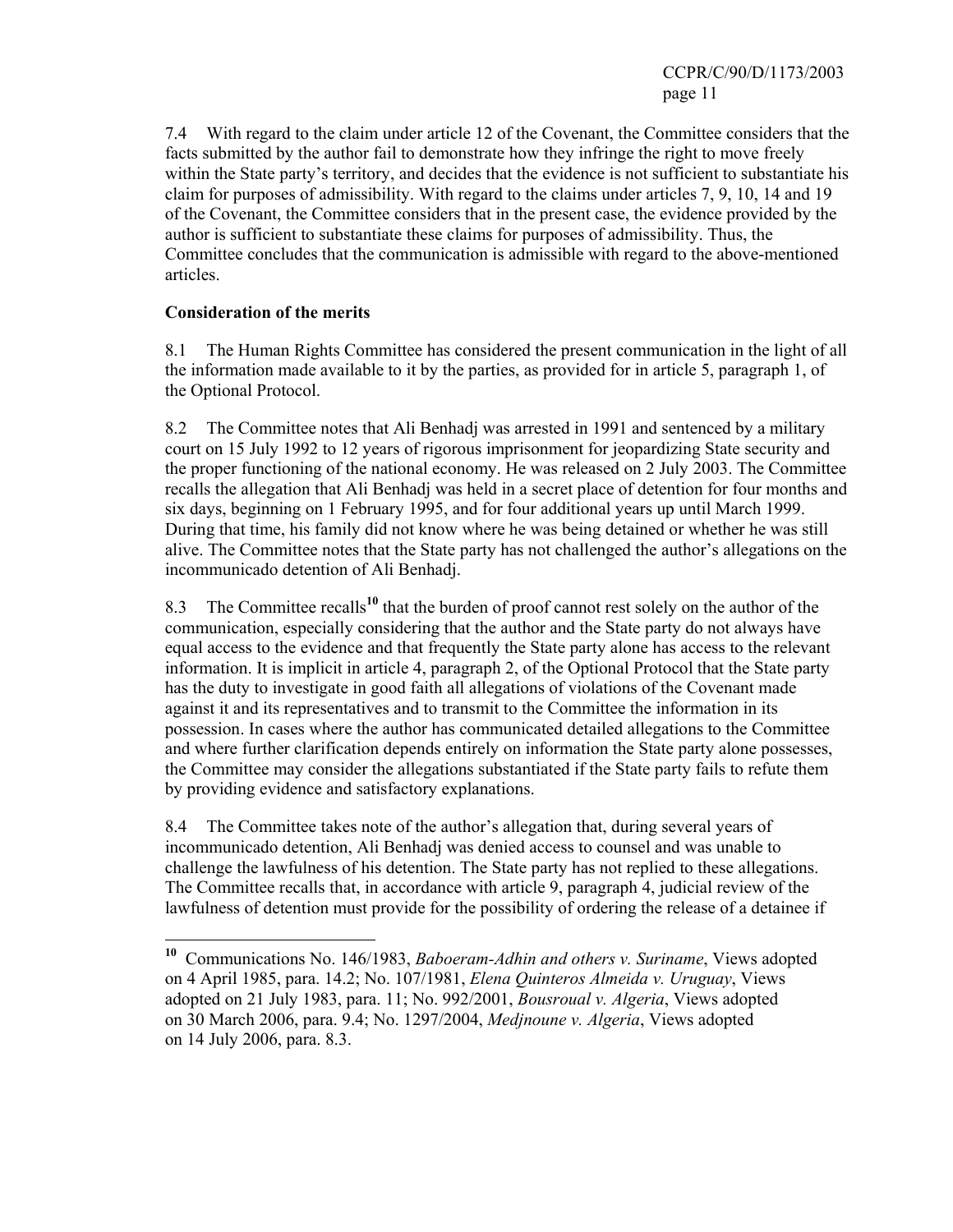7.4 With regard to the claim under article 12 of the Covenant, the Committee considers that the facts submitted by the author fail to demonstrate how they infringe the right to move freely within the State party's territory, and decides that the evidence is not sufficient to substantiate his claim for purposes of admissibility. With regard to the claims under articles 7, 9, 10, 14 and 19 of the Covenant, the Committee considers that in the present case, the evidence provided by the author is sufficient to substantiate these claims for purposes of admissibility. Thus, the Committee concludes that the communication is admissible with regard to the above-mentioned articles.

**Consideration of the merits**

8.1 The Human Rights Committee has considered the present communication in the light of all the information made available to it by the parties, as provided for in article 5, paragraph 1, of the Optional Protocol.

8.2 The Committee notes that Ali Benhadj was arrested in 1991 and sentenced by a military court on 15 July 1992 to 12 years of rigorous imprisonment for jeopardizing State security and the proper functioning of the national economy. He was released on 2 July 2003. The Committee recalls the allegation that Ali Benhadj was held in a secret place of detention for four months and six days, beginning on 1 February 1995, and for four additional years up until March 1999. During that time, his family did not know where he was being detained or whether he was still alive. The Committee notes that the State party has not challenged the author's allegations on the incommunicado detention of Ali Benhadj.

8.3 The Committee recalls[10] that the burden of proof cannot rest solely on the author of the communication, especially considering that the author and the State party do not always have equal access to the evidence and that frequently the State party alone has access to the relevant information. It is implicit in article 4, paragraph 2, of the Optional Protocol that the State party has the duty to investigate in good faith all allegations of violations of the Covenant made against it and its representatives and to transmit to the Committee the information in its possession. In cases where the author has communicated detailed allegations to the Committee and where further clarification depends entirely on information the State party alone possesses, the Committee may consider the allegations substantiated if the State party fails to refute them by providing evidence and satisfactory explanations.

8.4 The Committee takes note of the author's allegation that, during several years of incommunicado detention, Ali Benhadj was denied access to counsel and was unable to challenge the lawfulness of his detention. The State party has not replied to these allegations. The Committee recalls that, in accordance with article 9, paragraph 4, judicial review of the lawfulness of detention must provide for the possibility of ordering the release of a detainee if

---

[10] Communications No. 146/1983, *Baboeram-Adhin and others v. Suriname*, Views adopted on 4 April 1985, para. 14.2; No. 107/1981, *Elena Quinteros Almeida v. Uruguay*, Views adopted on 21 July 1983, para. 11; No. 992/2001, *Bousroual v. Algeria*, Views adopted on 30 March 2006, para. 9.4; No. 1297/2004, *Medjnoune v. Algeria*, Views adopted on 14 July 2006, para. 8.3.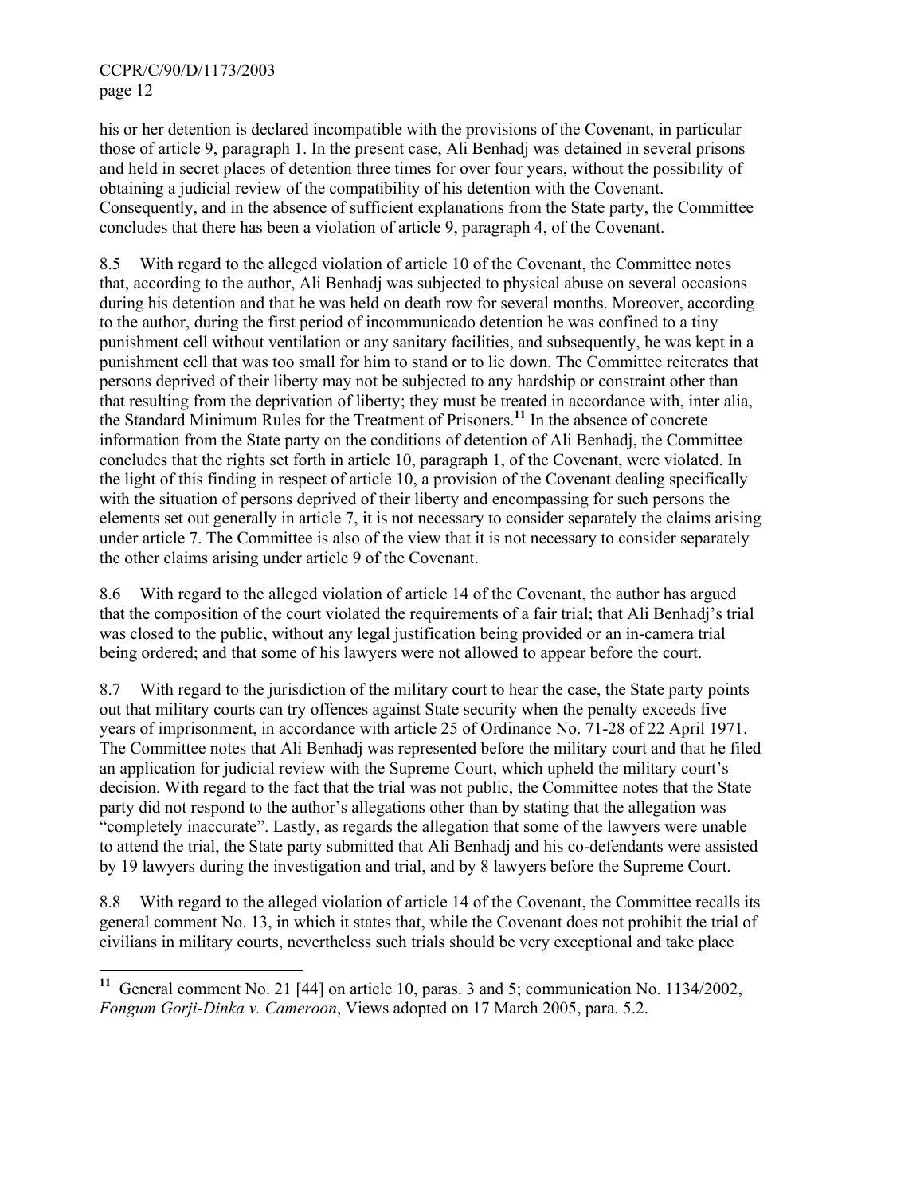his or her detention is declared incompatible with the provisions of the Covenant, in particular those of article 9, paragraph 1. In the present case, Ali Benhadj was detained in several prisons and held in secret places of detention three times for over four years, without the possibility of obtaining a judicial review of the compatibility of his detention with the Covenant. Consequently, and in the absence of sufficient explanations from the State party, the Committee concludes that there has been a violation of article 9, paragraph 4, of the Covenant.

8.5 With regard to the alleged violation of article 10 of the Covenant, the Committee notes that, according to the author, Ali Benhadj was subjected to physical abuse on several occasions during his detention and that he was held on death row for several months. Moreover, according to the author, during the first period of incommunicado detention he was confined to a tiny punishment cell without ventilation or any sanitary facilities, and subsequently, he was kept in a punishment cell that was too small for him to stand or to lie down. The Committee reiterates that persons deprived of their liberty may not be subjected to any hardship or constraint other than that resulting from the deprivation of liberty; they must be treated in accordance with, inter alia, the Standard Minimum Rules for the Treatment of Prisoners.[11] In the absence of concrete information from the State party on the conditions of detention of Ali Benhadj, the Committee concludes that the rights set forth in article 10, paragraph 1, of the Covenant, were violated. In the light of this finding in respect of article 10, a provision of the Covenant dealing specifically with the situation of persons deprived of their liberty and encompassing for such persons the elements set out generally in article 7, it is not necessary to consider separately the claims arising under article 7. The Committee is also of the view that it is not necessary to consider separately the other claims arising under article 9 of the Covenant.

8.6 With regard to the alleged violation of article 14 of the Covenant, the author has argued that the composition of the court violated the requirements of a fair trial; that Ali Benhadj's trial was closed to the public, without any legal justification being provided or an in-camera trial being ordered; and that some of his lawyers were not allowed to appear before the court.

8.7 With regard to the jurisdiction of the military court to hear the case, the State party points out that military courts can try offences against State security when the penalty exceeds five years of imprisonment, in accordance with article 25 of Ordinance No. 71-28 of 22 April 1971. The Committee notes that Ali Benhadj was represented before the military court and that he filed an application for judicial review with the Supreme Court, which upheld the military court's decision. With regard to the fact that the trial was not public, the Committee notes that the State party did not respond to the author's allegations other than by stating that the allegation was "completely inaccurate". Lastly, as regards the allegation that some of the lawyers were unable to attend the trial, the State party submitted that Ali Benhadj and his co-defendants were assisted by 19 lawyers during the investigation and trial, and by 8 lawyers before the Supreme Court.

8.8 With regard to the alleged violation of article 14 of the Covenant, the Committee recalls its general comment No. 13, in which it states that, while the Covenant does not prohibit the trial of civilians in military courts, nevertheless such trials should be very exceptional and take place

---

[11] General comment No. 21 [44] on article 10, paras. 3 and 5; communication No. 1134/2002, *Fongum Gorji-Dinka v. Cameroon*, Views adopted on 17 March 2005, para. 5.2.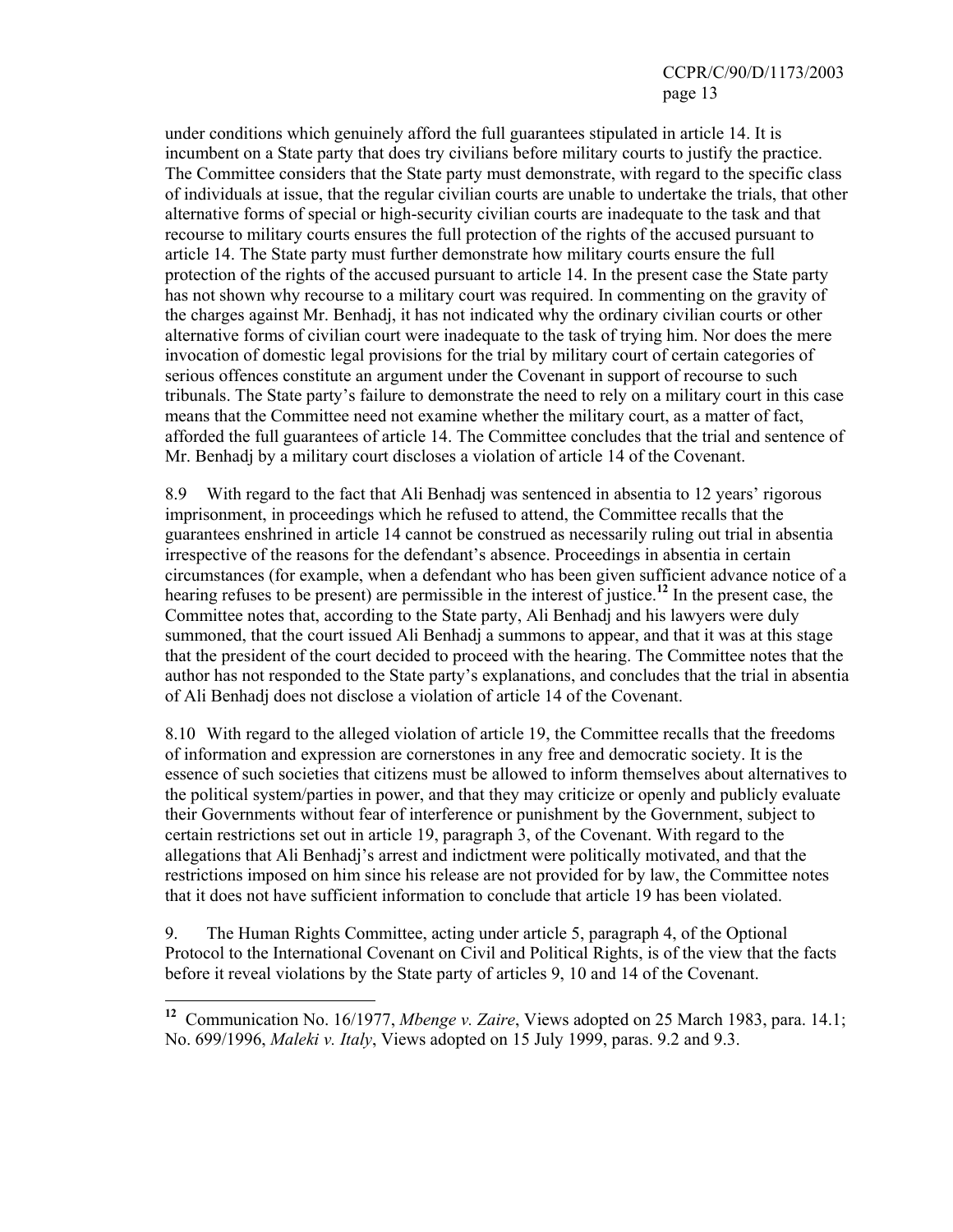under conditions which genuinely afford the full guarantees stipulated in article 14. It is incumbent on a State party that does try civilians before military courts to justify the practice. The Committee considers that the State party must demonstrate, with regard to the specific class of individuals at issue, that the regular civilian courts are unable to undertake the trials, that other alternative forms of special or high-security civilian courts are inadequate to the task and that recourse to military courts ensures the full protection of the rights of the accused pursuant to article 14. The State party must further demonstrate how military courts ensure the full protection of the rights of the accused pursuant to article 14. In the present case the State party has not shown why recourse to a military court was required. In commenting on the gravity of the charges against Mr. Benhadj, it has not indicated why the ordinary civilian courts or other alternative forms of civilian court were inadequate to the task of trying him. Nor does the mere invocation of domestic legal provisions for the trial by military court of certain categories of serious offences constitute an argument under the Covenant in support of recourse to such tribunals. The State party's failure to demonstrate the need to rely on a military court in this case means that the Committee need not examine whether the military court, as a matter of fact, afforded the full guarantees of article 14. The Committee concludes that the trial and sentence of Mr. Benhadj by a military court discloses a violation of article 14 of the Covenant.

8.9 With regard to the fact that Ali Benhadj was sentenced in absentia to 12 years' rigorous imprisonment, in proceedings which he refused to attend, the Committee recalls that the guarantees enshrined in article 14 cannot be construed as necessarily ruling out trial in absentia irrespective of the reasons for the defendant's absence. Proceedings in absentia in certain circumstances (for example, when a defendant who has been given sufficient advance notice of a hearing refuses to be present) are permissible in the interest of justice.[12] In the present case, the Committee notes that, according to the State party, Ali Benhadj and his lawyers were duly summoned, that the court issued Ali Benhadj a summons to appear, and that it was at this stage that the president of the court decided to proceed with the hearing. The Committee notes that the author has not responded to the State party's explanations, and concludes that the trial in absentia of Ali Benhadj does not disclose a violation of article 14 of the Covenant.

8.10 With regard to the alleged violation of article 19, the Committee recalls that the freedoms of information and expression are cornerstones in any free and democratic society. It is the essence of such societies that citizens must be allowed to inform themselves about alternatives to the political system/parties in power, and that they may criticize or openly and publicly evaluate their Governments without fear of interference or punishment by the Government, subject to certain restrictions set out in article 19, paragraph 3, of the Covenant. With regard to the allegations that Ali Benhadj's arrest and indictment were politically motivated, and that the restrictions imposed on him since his release are not provided for by law, the Committee notes that it does not have sufficient information to conclude that article 19 has been violated.

9. The Human Rights Committee, acting under article 5, paragraph 4, of the Optional Protocol to the International Covenant on Civil and Political Rights, is of the view that the facts before it reveal violations by the State party of articles 9, 10 and 14 of the Covenant.

---

[12] Communication No. 16/1977, *Mbenge v. Zaire*, Views adopted on 25 March 1983, para. 14.1; No. 699/1996, *Maleki v. Italy*, Views adopted on 15 July 1999, paras. 9.2 and 9.3.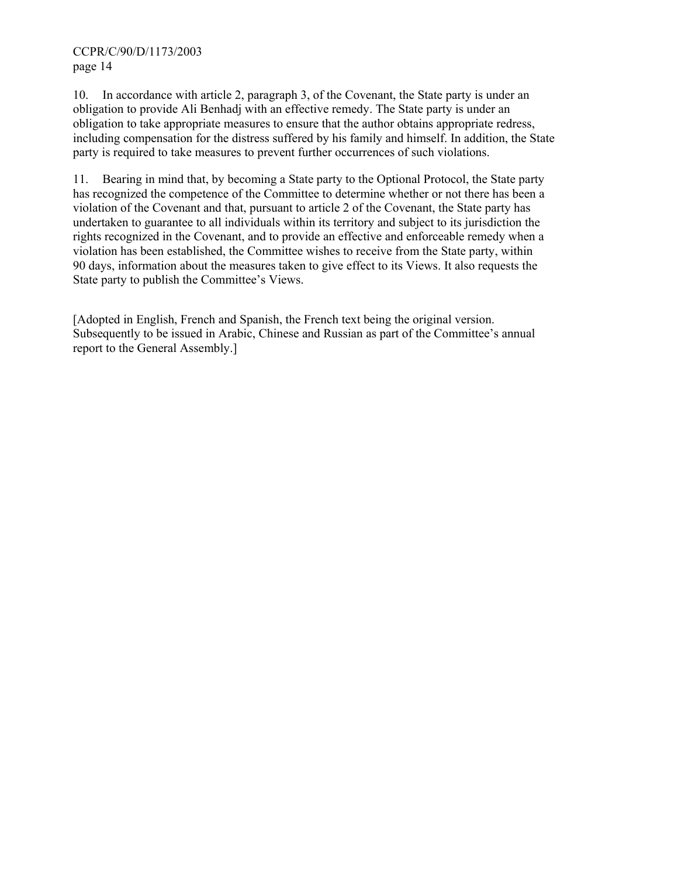10. In accordance with article 2, paragraph 3, of the Covenant, the State party is under an obligation to provide Ali Benhadj with an effective remedy. The State party is under an obligation to take appropriate measures to ensure that the author obtains appropriate redress, including compensation for the distress suffered by his family and himself. In addition, the State party is required to take measures to prevent further occurrences of such violations.

11. Bearing in mind that, by becoming a State party to the Optional Protocol, the State party has recognized the competence of the Committee to determine whether or not there has been a violation of the Covenant and that, pursuant to article 2 of the Covenant, the State party has undertaken to guarantee to all individuals within its territory and subject to its jurisdiction the rights recognized in the Covenant, and to provide an effective and enforceable remedy when a violation has been established, the Committee wishes to receive from the State party, within 90 days, information about the measures taken to give effect to its Views. It also requests the State party to publish the Committee's Views.

[Adopted in English, French and Spanish, the French text being the original version. Subsequently to be issued in Arabic, Chinese and Russian as part of the Committee's annual report to the General Assembly.]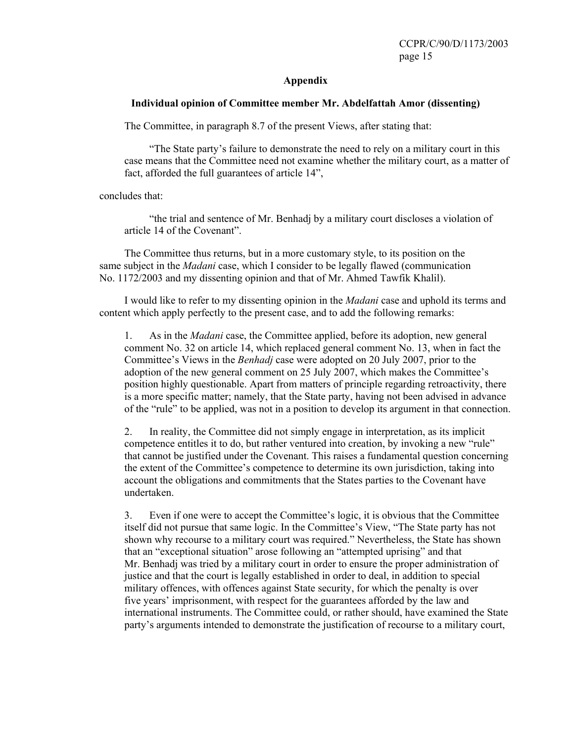## Appendix

### Individual opinion of Committee member Mr. Abdelfattah Amor (dissenting)

The Committee, in paragraph 8.7 of the present Views, after stating that:

> "The State party's failure to demonstrate the need to rely on a military court in this case means that the Committee need not examine whether the military court, as a matter of fact, afforded the full guarantees of article 14",

concludes that:

> "the trial and sentence of Mr. Benhadj by a military court discloses a violation of article 14 of the Covenant".

The Committee thus returns, but in a more customary style, to its position on the same subject in the *Madani* case, which I consider to be legally flawed (communication No. 1172/2003 and my dissenting opinion and that of Mr. Ahmed Tawfik Khalil).

I would like to refer to my dissenting opinion in the *Madani* case and uphold its terms and content which apply perfectly to the present case, and to add the following remarks:

1. As in the *Madani* case, the Committee applied, before its adoption, new general comment No. 32 on article 14, which replaced general comment No. 13, when in fact the Committee's Views in the *Benhadj* case were adopted on 20 July 2007, prior to the adoption of the new general comment on 25 July 2007, which makes the Committee's position highly questionable. Apart from matters of principle regarding retroactivity, there is a more specific matter; namely, that the State party, having not been advised in advance of the "rule" to be applied, was not in a position to develop its argument in that connection.

2. In reality, the Committee did not simply engage in interpretation, as its implicit competence entitles it to do, but rather ventured into creation, by invoking a new "rule" that cannot be justified under the Covenant. This raises a fundamental question concerning the extent of the Committee's competence to determine its own jurisdiction, taking into account the obligations and commitments that the States parties to the Covenant have undertaken.

3. Even if one were to accept the Committee's logic, it is obvious that the Committee itself did not pursue that same logic. In the Committee's View, "The State party has not shown why recourse to a military court was required." Nevertheless, the State has shown that an "exceptional situation" arose following an "attempted uprising" and that Mr. Benhadj was tried by a military court in order to ensure the proper administration of justice and that the court is legally established in order to deal, in addition to special military offences, with offences against State security, for which the penalty is over five years' imprisonment, with respect for the guarantees afforded by the law and international instruments. The Committee could, or rather should, have examined the State party's arguments intended to demonstrate the justification of recourse to a military court,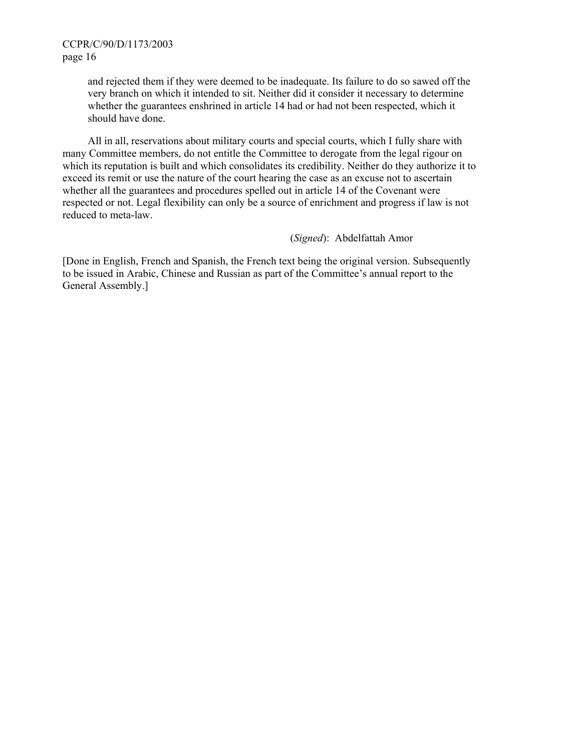and rejected them if they were deemed to be inadequate. Its failure to do so sawed off the very branch on which it intended to sit. Neither did it consider it necessary to determine whether the guarantees enshrined in article 14 had or had not been respected, which it should have done.

All in all, reservations about military courts and special courts, which I fully share with many Committee members, do not entitle the Committee to derogate from the legal rigour on which its reputation is built and which consolidates its credibility. Neither do they authorize it to exceed its remit or use the nature of the court hearing the case as an excuse not to ascertain whether all the guarantees and procedures spelled out in article 14 of the Covenant were respected or not. Legal flexibility can only be a source of enrichment and progress if law is not reduced to meta-law.

(*Signed*): Abdelfattah Amor

[Done in English, French and Spanish, the French text being the original version. Subsequently to be issued in Arabic, Chinese and Russian as part of the Committee's annual report to the General Assembly.]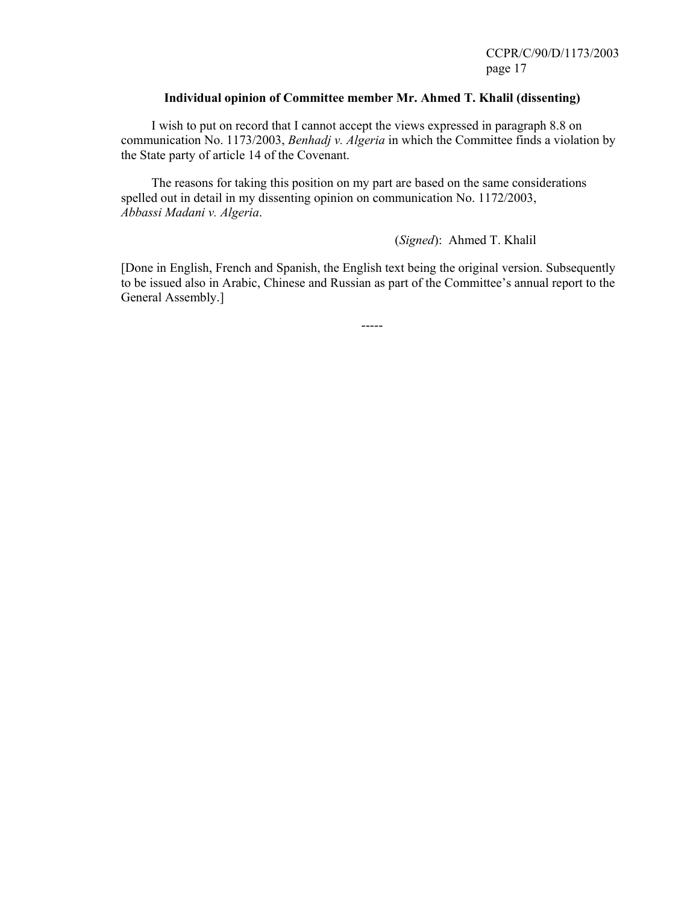**Individual opinion of Committee member Mr. Ahmed T. Khalil (dissenting)**

I wish to put on record that I cannot accept the views expressed in paragraph 8.8 on communication No. 1173/2003, *Benhadj v. Algeria* in which the Committee finds a violation by the State party of article 14 of the Covenant.

The reasons for taking this position on my part are based on the same considerations spelled out in detail in my dissenting opinion on communication No. 1172/2003, *Abbassi Madani v. Algeria*.

(*Signed*): Ahmed T. Khalil

[Done in English, French and Spanish, the English text being the original version. Subsequently to be issued also in Arabic, Chinese and Russian as part of the Committee's annual report to the General Assembly.]

-----